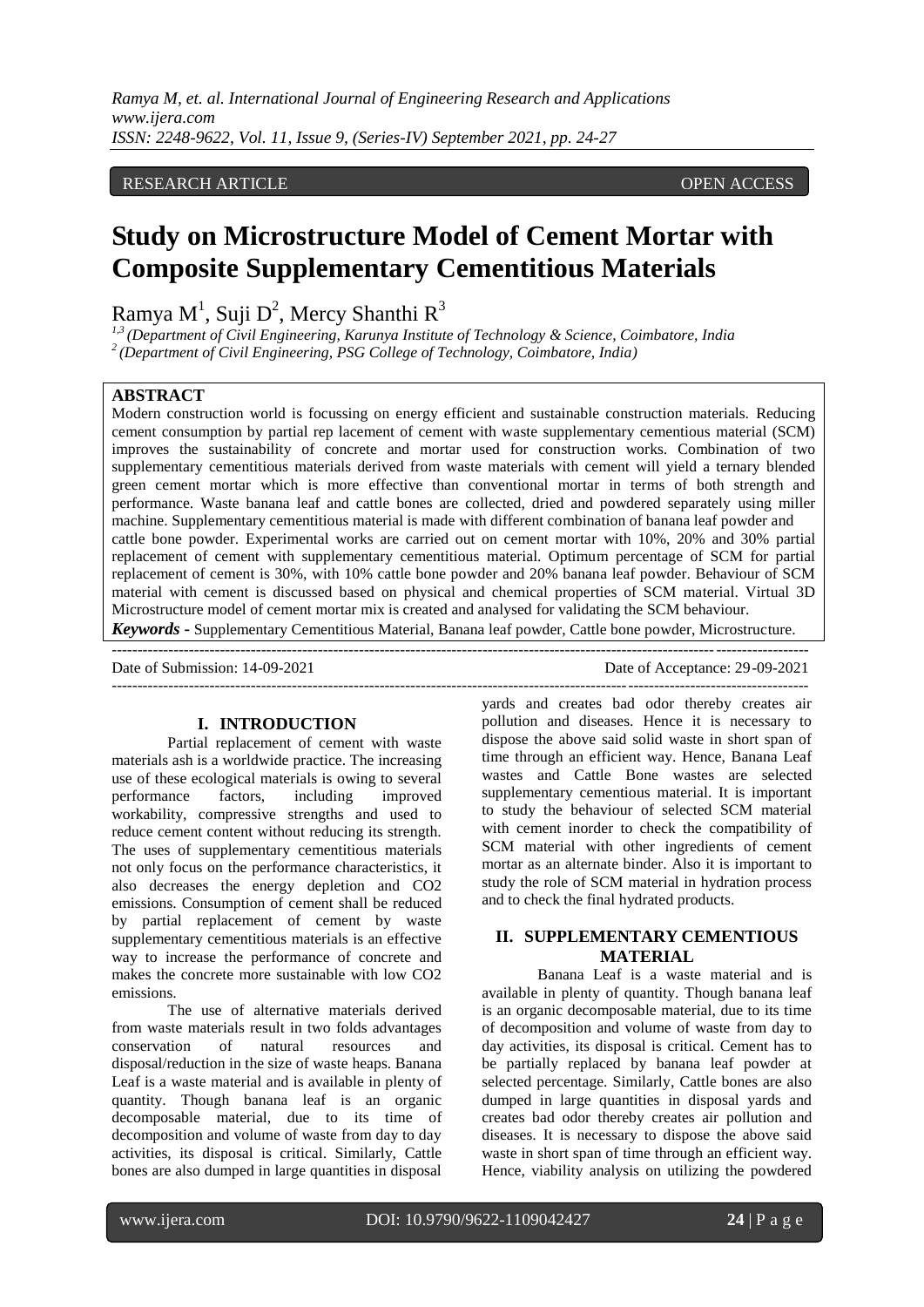RESEARCH ARTICLE OPEN ACCESS

# Study on Microstructure Model of Cement Mortar with Composite Supplementary Cementitious Materials

Ramya M[1], Suji D[2], Mercy Shanthi R[3]

[1,3] *(Department of Civil Engineering, Karunya Institute of Technology & Science, Coimbatore, India*
[2] *(Department of Civil Engineering, PSG College of Technology, Coimbatore, India)*

## ABSTRACT

Modern construction world is focussing on energy efficient and sustainable construction materials. Reducing cement consumption by partial rep lacement of cement with waste supplementary cementious material (SCM) improves the sustainability of concrete and mortar used for construction works. Combination of two supplementary cementitious materials derived from waste materials with cement will yield a ternary blended green cement mortar which is more effective than conventional mortar in terms of both strength and performance. Waste banana leaf and cattle bones are collected, dried and powdered separately using miller machine. Supplementary cementitious material is made with different combination of banana leaf powder and cattle bone powder. Experimental works are carried out on cement mortar with 10%, 20% and 30% partial replacement of cement with supplementary cementitious material. Optimum percentage of SCM for partial replacement of cement is 30%, with 10% cattle bone powder and 20% banana leaf powder. Behaviour of SCM material with cement is discussed based on physical and chemical properties of SCM material. Virtual 3D Microstructure model of cement mortar mix is created and analysed for validating the SCM behaviour.

***Keywords -*** Supplementary Cementitious Material, Banana leaf powder, Cattle bone powder, Microstructure.

Date of Submission: 14-09-2021 Date of Acceptance: 29-09-2021

## I. INTRODUCTION

Partial replacement of cement with waste materials ash is a worldwide practice. The increasing use of these ecological materials is owing to several performance factors, including improved workability, compressive strengths and used to reduce cement content without reducing its strength. The uses of supplementary cementitious materials not only focus on the performance characteristics, it also decreases the energy depletion and CO2 emissions. Consumption of cement shall be reduced by partial replacement of cement by waste supplementary cementitious materials is an effective way to increase the performance of concrete and makes the concrete more sustainable with low CO2 emissions.

The use of alternative materials derived from waste materials result in two folds advantages conservation of natural resources and disposal/reduction in the size of waste heaps. Banana Leaf is a waste material and is available in plenty of quantity. Though banana leaf is an organic decomposable material, due to its time of decomposition and volume of waste from day to day activities, its disposal is critical. Similarly, Cattle bones are also dumped in large quantities in disposal yards and creates bad odor thereby creates air pollution and diseases. Hence it is necessary to dispose the above said solid waste in short span of time through an efficient way. Hence, Banana Leaf wastes and Cattle Bone wastes are selected supplementary cementious material. It is important to study the behaviour of selected SCM material with cement inorder to check the compatibility of SCM material with other ingredients of cement mortar as an alternate binder. Also it is important to study the role of SCM material in hydration process and to check the final hydrated products.

## II. SUPPLEMENTARY CEMENTIOUS MATERIAL

Banana Leaf is a waste material and is available in plenty of quantity. Though banana leaf is an organic decomposable material, due to its time of decomposition and volume of waste from day to day activities, its disposal is critical. Cement has to be partially replaced by banana leaf powder at selected percentage. Similarly, Cattle bones are also dumped in large quantities in disposal yards and creates bad odor thereby creates air pollution and diseases. It is necessary to dispose the above said waste in short span of time through an efficient way. Hence, viability analysis on utilizing the powdered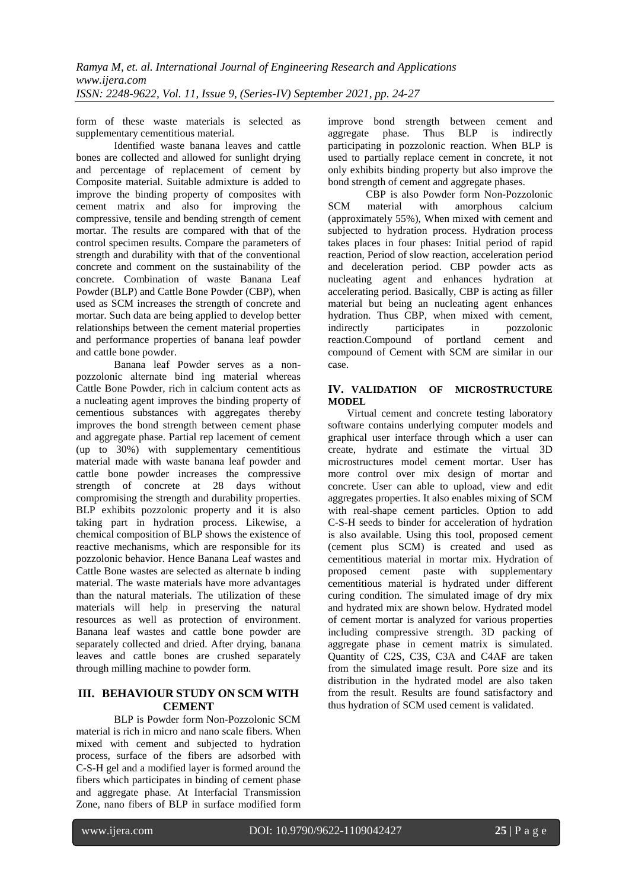form of these waste materials is selected as supplementary cementitious material.

Identified waste banana leaves and cattle bones are collected and allowed for sunlight drying and percentage of replacement of cement by Composite material. Suitable admixture is added to improve the binding property of composites with cement matrix and also for improving the compressive, tensile and bending strength of cement mortar. The results are compared with that of the control specimen results. Compare the parameters of strength and durability with that of the conventional concrete and comment on the sustainability of the concrete. Combination of waste Banana Leaf Powder (BLP) and Cattle Bone Powder (CBP), when used as SCM increases the strength of concrete and mortar. Such data are being applied to develop better relationships between the cement material properties and performance properties of banana leaf powder and cattle bone powder.

Banana leaf Powder serves as a non-pozzolonic alternate bind ing material whereas Cattle Bone Powder, rich in calcium content acts as a nucleating agent improves the binding property of cementious substances with aggregates thereby improves the bond strength between cement phase and aggregate phase. Partial rep lacement of cement (up to 30%) with supplementary cementitious material made with waste banana leaf powder and cattle bone powder increases the compressive strength of concrete at 28 days without compromising the strength and durability properties. BLP exhibits pozzolonic property and it is also taking part in hydration process. Likewise, a chemical composition of BLP shows the existence of reactive mechanisms, which are responsible for its pozzolonic behavior. Hence Banana Leaf wastes and Cattle Bone wastes are selected as alternate b inding material. The waste materials have more advantages than the natural materials. The utilization of these materials will help in preserving the natural resources as well as protection of environment. Banana leaf wastes and cattle bone powder are separately collected and dried. After drying, banana leaves and cattle bones are crushed separately through milling machine to powder form.

## III. BEHAVIOUR STUDY ON SCM WITH CEMENT

BLP is Powder form Non-Pozzolonic SCM material is rich in micro and nano scale fibers. When mixed with cement and subjected to hydration process, surface of the fibers are adsorbed with C-S-H gel and a modified layer is formed around the fibers which participates in binding of cement phase and aggregate phase. At Interfacial Transmission Zone, nano fibers of BLP in surface modified form improve bond strength between cement and aggregate phase. Thus BLP is indirectly participating in pozzolonic reaction. When BLP is used to partially replace cement in concrete, it not only exhibits binding property but also improve the bond strength of cement and aggregate phases.

CBP is also Powder form Non-Pozzolonic SCM material with amorphous calcium (approximately 55%), When mixed with cement and subjected to hydration process. Hydration process takes places in four phases: Initial period of rapid reaction, Period of slow reaction, acceleration period and deceleration period. CBP powder acts as nucleating agent and enhances hydration at accelerating period. Basically, CBP is acting as filler material but being an nucleating agent enhances hydration. Thus CBP, when mixed with cement, indirectly participates in pozzolonic reaction.Compound of portland cement and compound of Cement with SCM are similar in our case.

## IV. VALIDATION OF MICROSTRUCTURE MODEL

Virtual cement and concrete testing laboratory software contains underlying computer models and graphical user interface through which a user can create, hydrate and estimate the virtual 3D microstructures model cement mortar. User has more control over mix design of mortar and concrete. User can able to upload, view and edit aggregates properties. It also enables mixing of SCM with real-shape cement particles. Option to add C-S-H seeds to binder for acceleration of hydration is also available. Using this tool, proposed cement (cement plus SCM) is created and used as cementitious material in mortar mix. Hydration of proposed cement paste with supplementary cementitious material is hydrated under different curing condition. The simulated image of dry mix and hydrated mix are shown below. Hydrated model of cement mortar is analyzed for various properties including compressive strength. 3D packing of aggregate phase in cement matrix is simulated. Quantity of $C_2S$, $C_3S$, $C_3A$ and $C_4AF$ are taken from the simulated image result. Pore size and its distribution in the hydrated model are also taken from the result. Results are found satisfactory and thus hydration of SCM used cement is validated.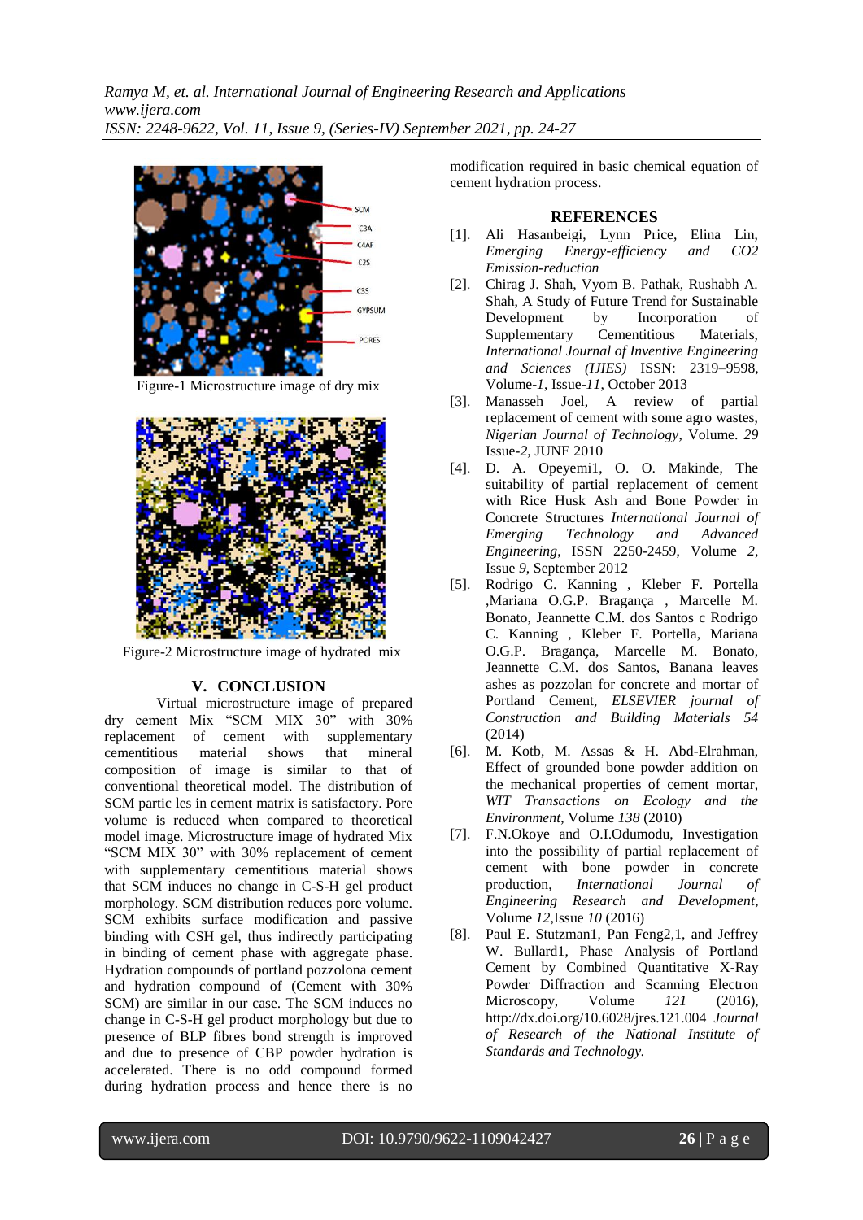Figure-1 Microstructure image of dry mix

Figure-2 Microstructure image of hydrated mix

## V. CONCLUSION

Virtual microstructure image of prepared dry cement Mix "SCM MIX 30" with 30% replacement of cement with supplementary cementitious material shows that mineral composition of image is similar to that of conventional theoretical model. The distribution of SCM partic les in cement matrix is satisfactory. Pore volume is reduced when compared to theoretical model image. Microstructure image of hydrated Mix "SCM MIX 30" with 30% replacement of cement with supplementary cementitious material shows that SCM induces no change in C-S-H gel product morphology. SCM distribution reduces pore volume. SCM exhibits surface modification and passive binding with CSH gel, thus indirectly participating in binding of cement phase with aggregate phase. Hydration compounds of portland pozzolona cement and hydration compound of (Cement with 30% SCM) are similar in our case. The SCM induces no change in C-S-H gel product morphology but due to presence of BLP fibres bond strength is improved and due to presence of CBP powder hydration is accelerated. There is no odd compound formed during hydration process and hence there is no modification required in basic chemical equation of cement hydration process.

## REFERENCES

[1]. Ali Hasanbeigi, Lynn Price, Elina Lin, *Emerging Energy-efficiency and CO2 Emission-reduction*

[2]. Chirag J. Shah, Vyom B. Pathak, Rushabh A. Shah, A Study of Future Trend for Sustainable Development by Incorporation of Supplementary Cementitious Materials, *International Journal of Inventive Engineering and Sciences (IJIES)* ISSN: 2319–9598, Volume-*1*, Issue-*11*, October 2013

[3]. Manasseh Joel, A review of partial replacement of cement with some agro wastes, *Nigerian Journal of Technology*, Volume. *29* Issue-*2*, JUNE 2010

[4]. D. A. Opeyemi1, O. O. Makinde, The suitability of partial replacement of cement with Rice Husk Ash and Bone Powder in Concrete Structures *International Journal of Emerging Technology and Advanced Engineering*, ISSN 2250-2459, Volume *2*, Issue *9*, September 2012

[5]. Rodrigo C. Kanning , Kleber F. Portella ,Mariana O.G.P. Bragança , Marcelle M. Bonato, Jeannette C.M. dos Santos c Rodrigo C. Kanning , Kleber F. Portella, Mariana O.G.P. Bragança, Marcelle M. Bonato, Jeannette C.M. dos Santos, Banana leaves ashes as pozzolan for concrete and mortar of Portland Cement, *ELSEVIER journal of Construction and Building Materials 54* (2014)

[6]. M. Kotb, M. Assas & H. Abd-Elrahman, Effect of grounded bone powder addition on the mechanical properties of cement mortar, *WIT Transactions on Ecology and the Environment*, Volume *138* (2010)

[7]. F.N.Okoye and O.I.Odumodu, Investigation into the possibility of partial replacement of cement with bone powder in concrete production, *International Journal of Engineering Research and Development*, Volume *12*,Issue *10* (2016)

[8]. Paul E. Stutzman1, Pan Feng2,1, and Jeffrey W. Bullard1, Phase Analysis of Portland Cement by Combined Quantitative X-Ray Powder Diffraction and Scanning Electron Microscopy, Volume *121* (2016), http://dx.doi.org/10.6028/jres.121.004 *Journal of Research of the National Institute of Standards and Technology.*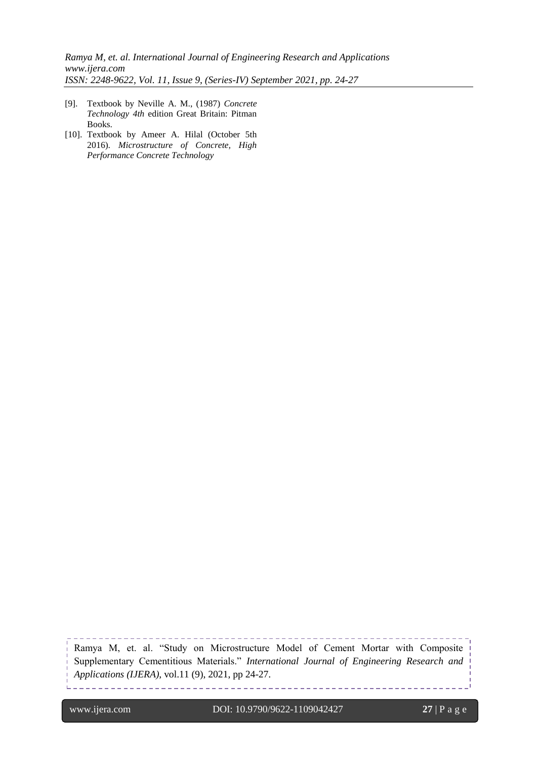[9]. Textbook by Neville A. M., (1987) *Concrete Technology 4th* edition Great Britain: Pitman Books.

[10]. Textbook by Ameer A. Hilal (October 5th 2016). *Microstructure of Concrete, High Performance Concrete Technology*

Ramya M, et. al. "Study on Microstructure Model of Cement Mortar with Composite Supplementary Cementitious Materials." *International Journal of Engineering Research and Applications (IJERA)*, vol.11 (9), 2021, pp 24-27.